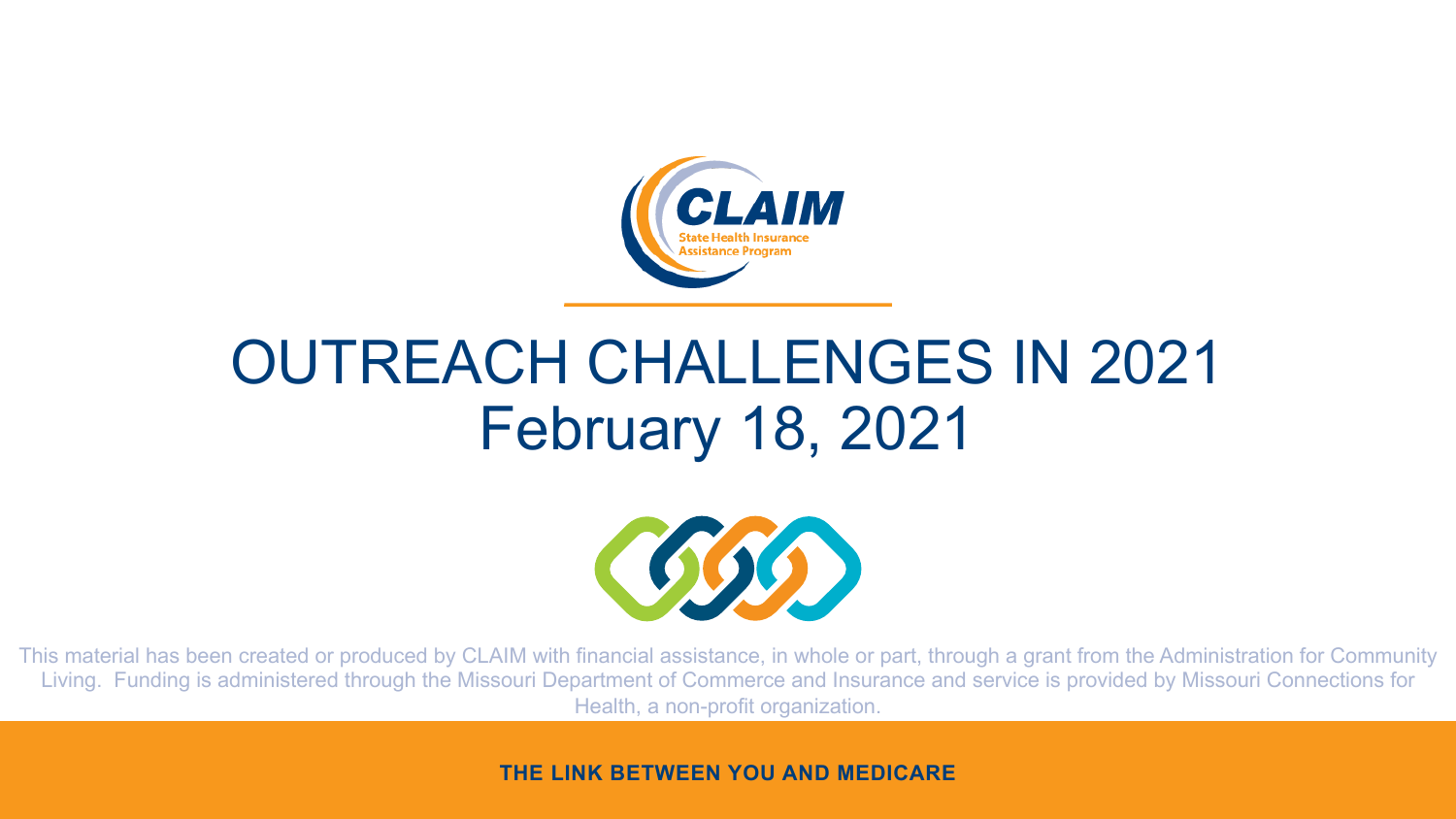CLAIM

State Health Insurance Assistance Program

# OUTREACH CHALLENGES IN 2021
## February 18, 2021

This material has been created or produced by CLAIM with financial assistance, in whole or part, through a grant from the Administration for Community Living. Funding is administered through the Missouri Department of Commerce and Insurance and service is provided by Missouri Connections for Health, a non-profit organization.

**THE LINK BETWEEN YOU AND MEDICARE**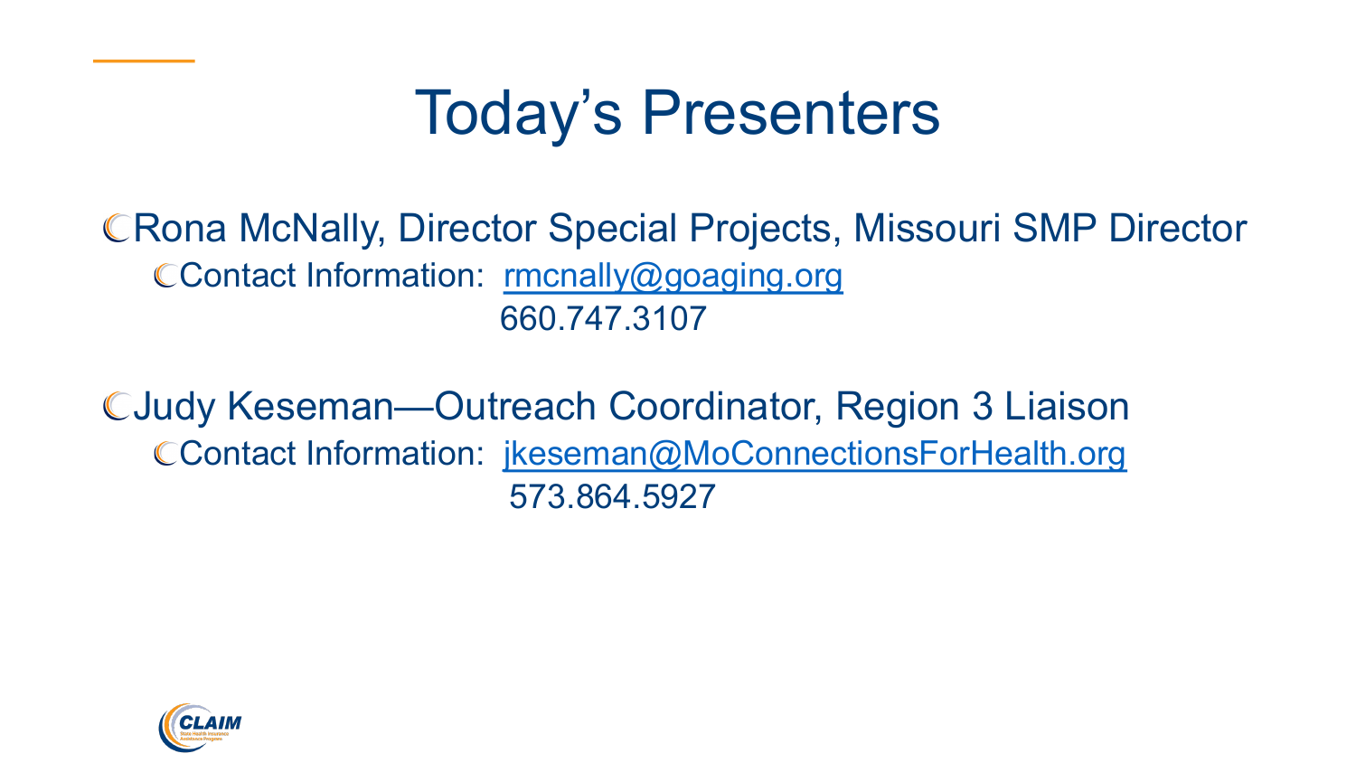# Today's Presenters

- Rona McNally, Director Special Projects, Missouri SMP Director
  - Contact Information: rmcnally@goaging.org
    660.747.3107

- Judy Keseman—Outreach Coordinator, Region 3 Liaison
  - Contact Information: jkeseman@MoConnectionsForHealth.org
    573.864.5927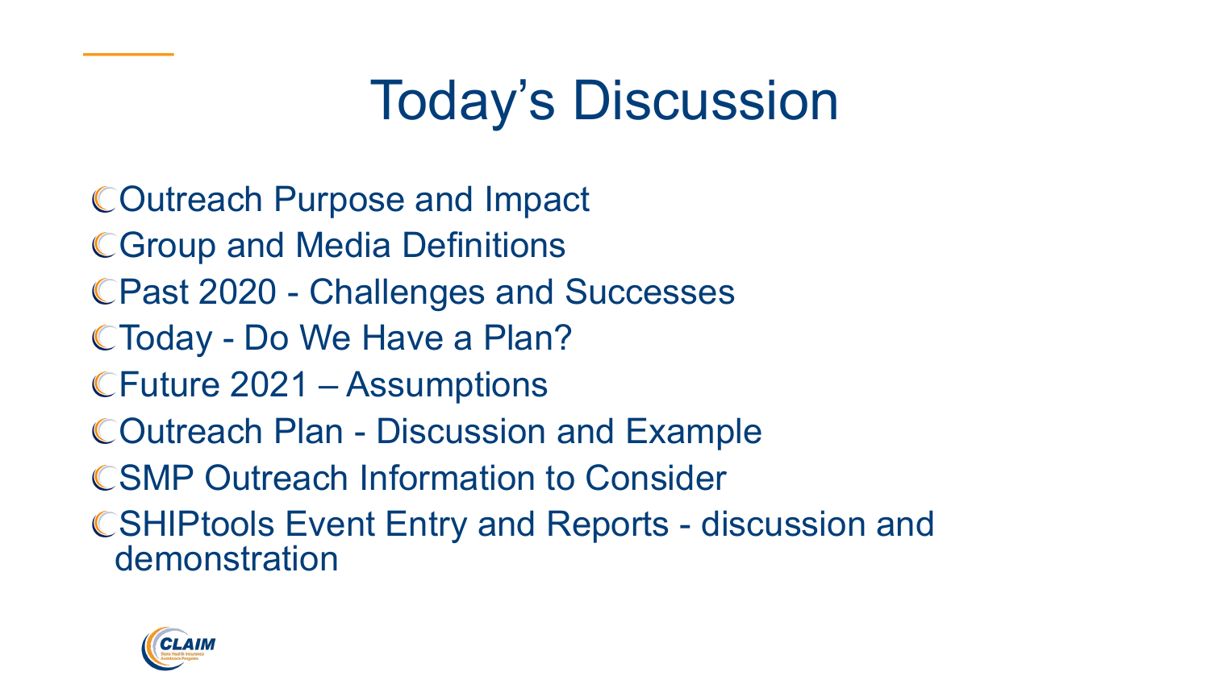# Today's Discussion

- Outreach Purpose and Impact
- Group and Media Definitions
- Past 2020 - Challenges and Successes
- Today - Do We Have a Plan?
- Future 2021 – Assumptions
- Outreach Plan - Discussion and Example
- SMP Outreach Information to Consider
- SHIPtools Event Entry and Reports - discussion and demonstration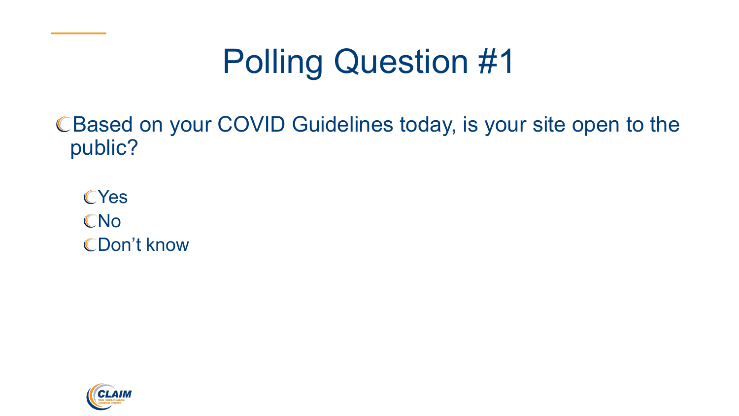# Polling Question #1

- Based on your COVID Guidelines today, is your site open to the public?
  - Yes
  - No
  - Don't know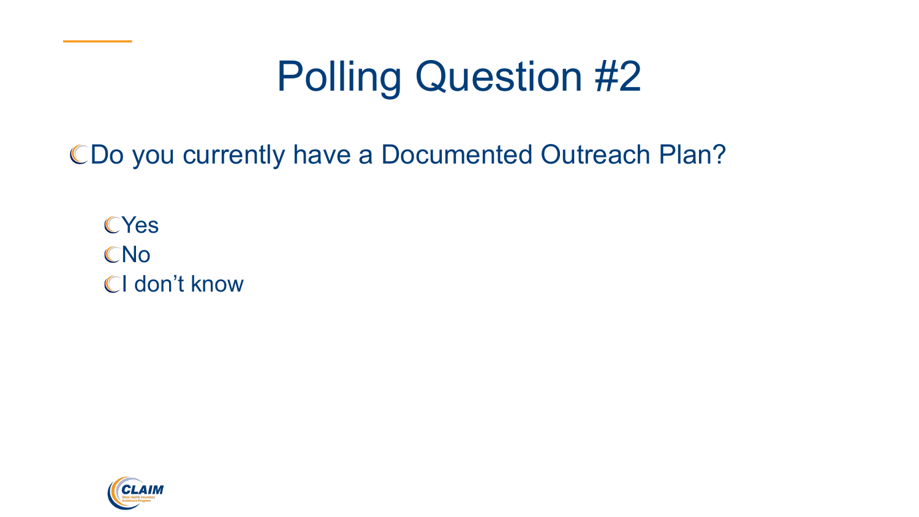# Polling Question #2

- Do you currently have a Documented Outreach Plan?
  - Yes
  - No
  - I don't know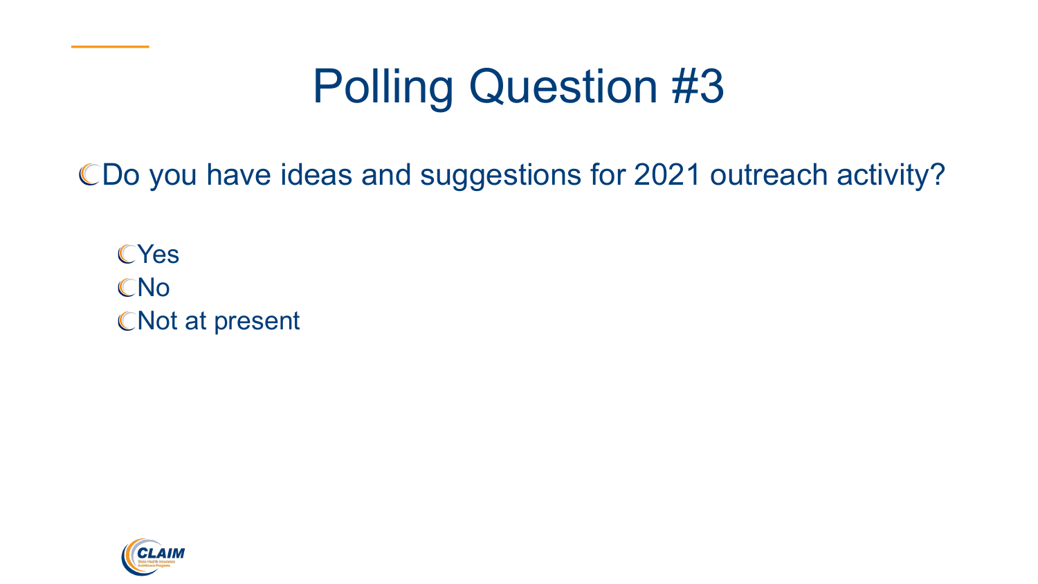# Polling Question #3

- Do you have ideas and suggestions for 2021 outreach activity?
  - Yes
  - No
  - Not at present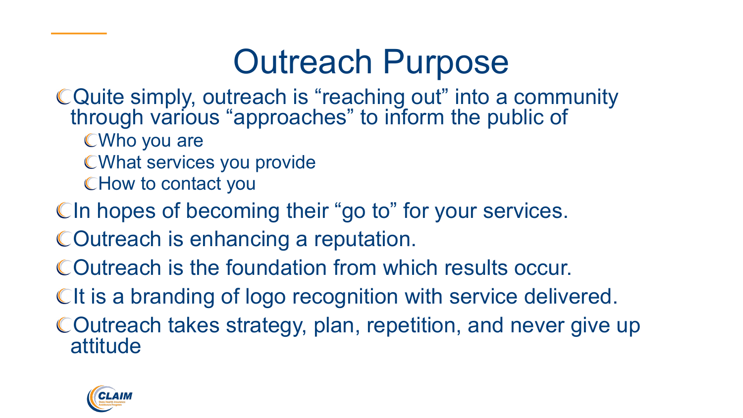# Outreach Purpose

- Quite simply, outreach is "reaching out" into a community through various "approaches" to inform the public of
  - Who you are
  - What services you provide
  - How to contact you
- In hopes of becoming their "go to" for your services.
- Outreach is enhancing a reputation.
- Outreach is the foundation from which results occur.
- It is a branding of logo recognition with service delivered.
- Outreach takes strategy, plan, repetition, and never give up attitude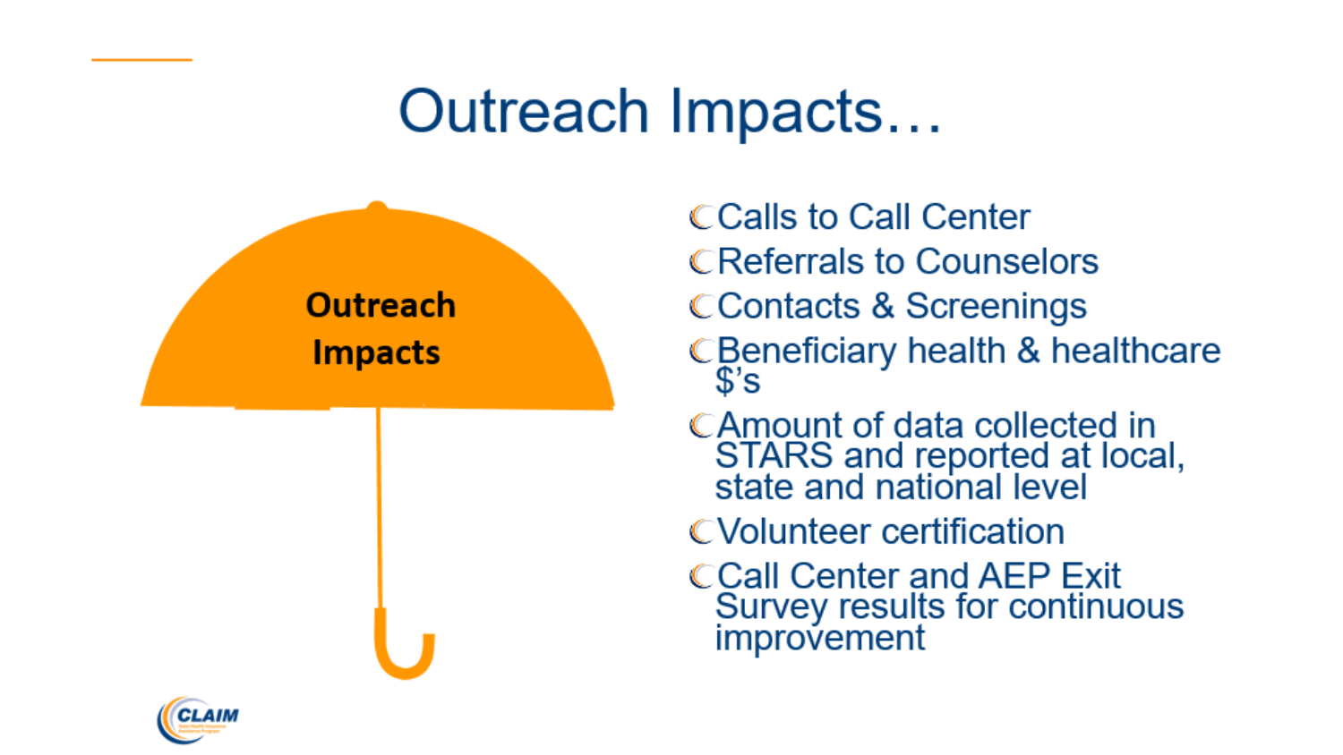# Outreach Impacts…

**Outreach Impacts**

- Calls to Call Center
- Referrals to Counselors
- Contacts & Screenings
- Beneficiary health & healthcare $'s
- Amount of data collected in STARS and reported at local, state and national level
- Volunteer certification
- Call Center and AEP Exit Survey results for continuous improvement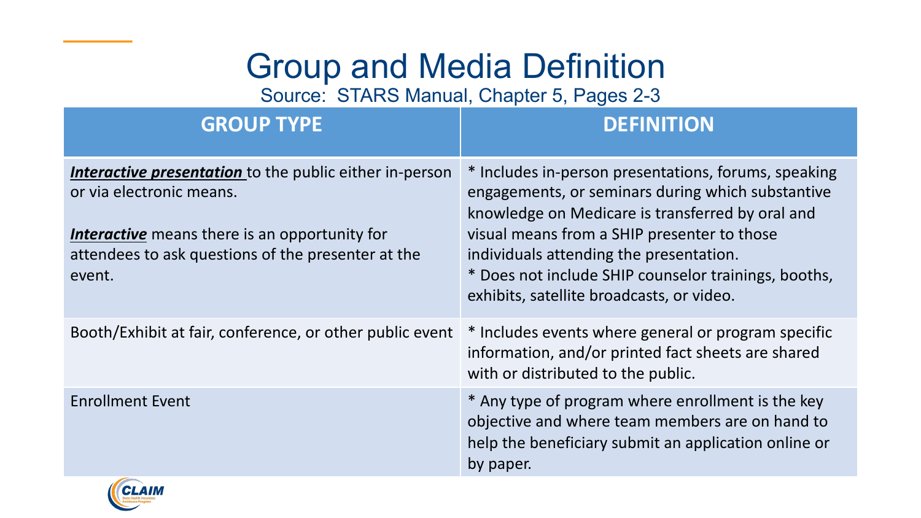# Group and Media Definition

Source: STARS Manual, Chapter 5, Pages 2-3

| GROUP TYPE | DEFINITION |
|---|---|
| ***Interactive presentation*** to the public either in-person or via electronic means.<br><br>***Interactive*** means there is an opportunity for attendees to ask questions of the presenter at the event. | * Includes in-person presentations, forums, speaking engagements, or seminars during which substantive knowledge on Medicare is transferred by oral and visual means from a SHIP presenter to those individuals attending the presentation.<br>* Does not include SHIP counselor trainings, booths, exhibits, satellite broadcasts, or video. |
| Booth/Exhibit at fair, conference, or other public event | * Includes events where general or program specific information, and/or printed fact sheets are shared with or distributed to the public. |
| Enrollment Event | * Any type of program where enrollment is the key objective and where team members are on hand to help the beneficiary submit an application online or by paper. |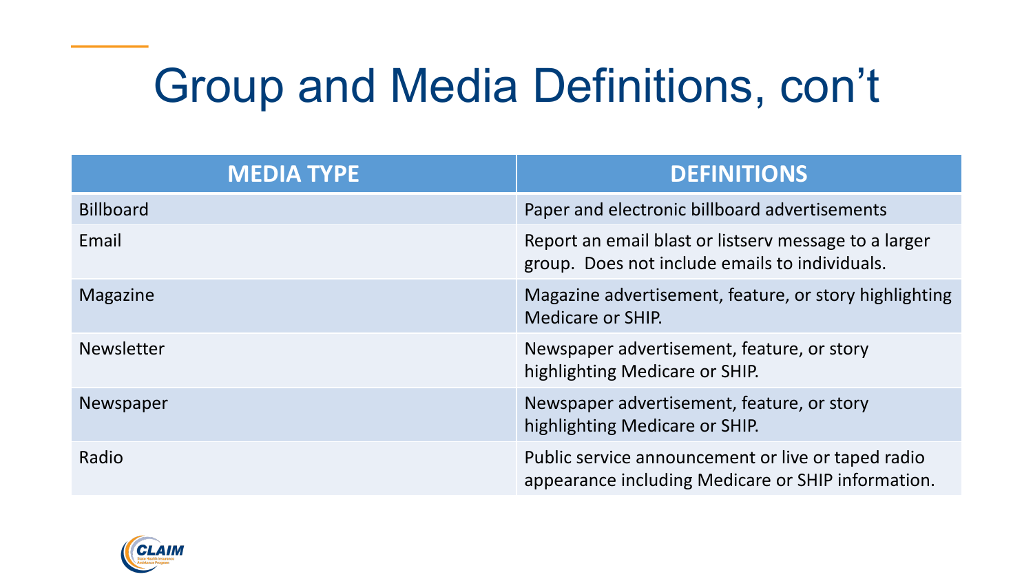# Group and Media Definitions, con't

| MEDIA TYPE | DEFINITIONS |
| --- | --- |
| Billboard | Paper and electronic billboard advertisements |
| Email | Report an email blast or listserv message to a larger group. Does not include emails to individuals. |
| Magazine | Magazine advertisement, feature, or story highlighting Medicare or SHIP. |
| Newsletter | Newspaper advertisement, feature, or story highlighting Medicare or SHIP. |
| Newspaper | Newspaper advertisement, feature, or story highlighting Medicare or SHIP. |
| Radio | Public service announcement or live or taped radio appearance including Medicare or SHIP information. |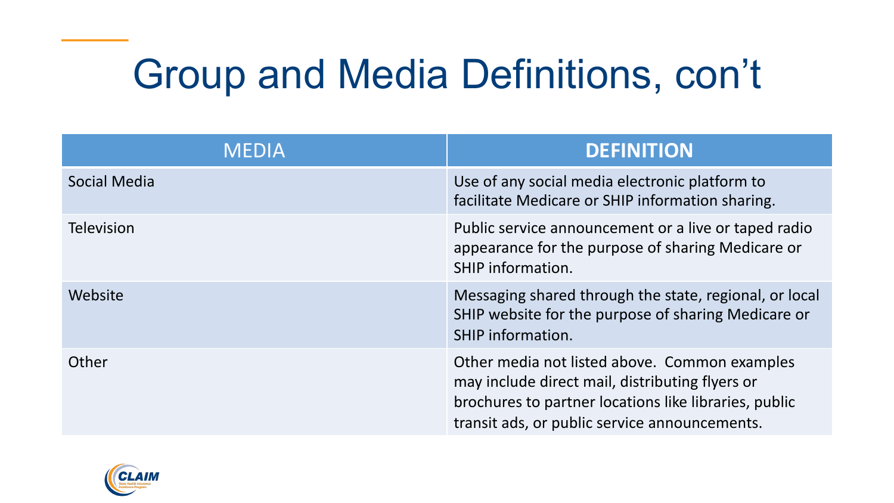# Group and Media Definitions, con't

| MEDIA | DEFINITION |
| --- | --- |
| Social Media | Use of any social media electronic platform to facilitate Medicare or SHIP information sharing. |
| Television | Public service announcement or a live or taped radio appearance for the purpose of sharing Medicare or SHIP information. |
| Website | Messaging shared through the state, regional, or local SHIP website for the purpose of sharing Medicare or SHIP information. |
| Other | Other media not listed above. Common examples may include direct mail, distributing flyers or brochures to partner locations like libraries, public transit ads, or public service announcements. |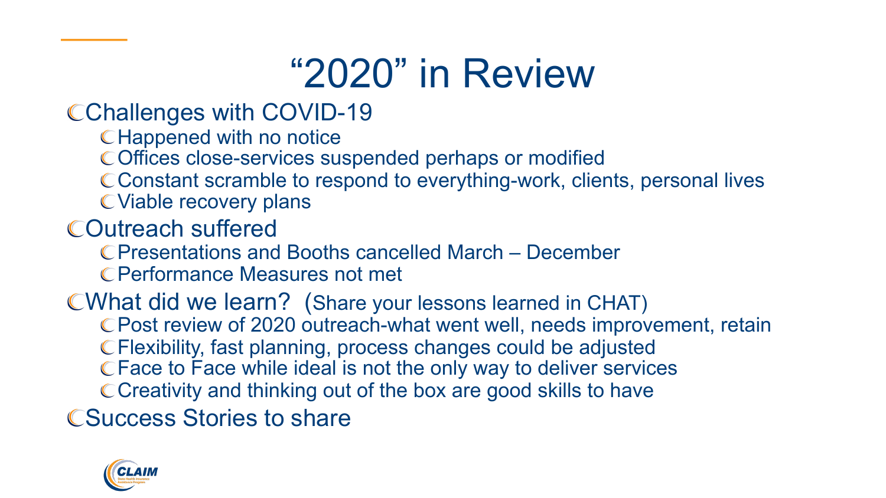# "2020" in Review

- Challenges with COVID-19
  - Happened with no notice
  - Offices close-services suspended perhaps or modified
  - Constant scramble to respond to everything-work, clients, personal lives
  - Viable recovery plans
- Outreach suffered
  - Presentations and Booths cancelled March – December
  - Performance Measures not met
- What did we learn? (Share your lessons learned in CHAT)
  - Post review of 2020 outreach-what went well, needs improvement, retain
  - Flexibility, fast planning, process changes could be adjusted
  - Face to Face while ideal is not the only way to deliver services
  - Creativity and thinking out of the box are good skills to have
- Success Stories to share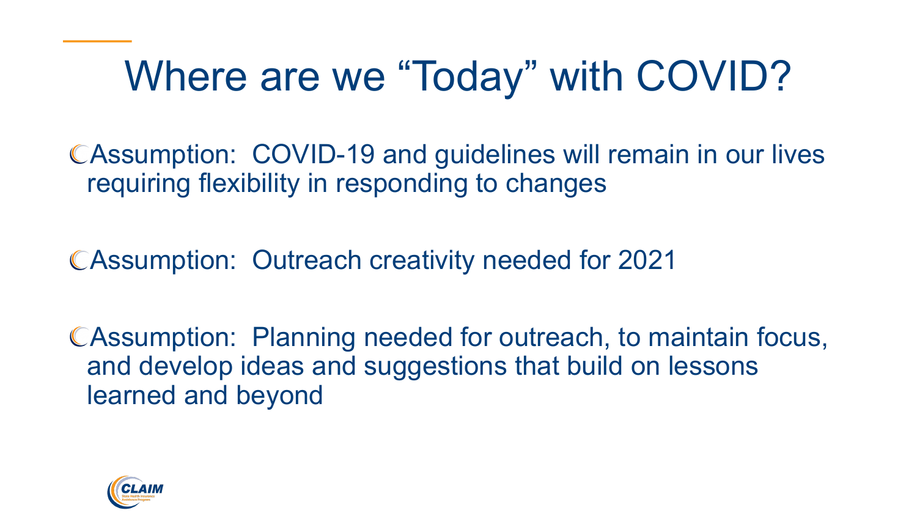# Where are we "Today" with COVID?

- Assumption: COVID-19 and guidelines will remain in our lives requiring flexibility in responding to changes

- Assumption: Outreach creativity needed for 2021

- Assumption: Planning needed for outreach, to maintain focus, and develop ideas and suggestions that build on lessons learned and beyond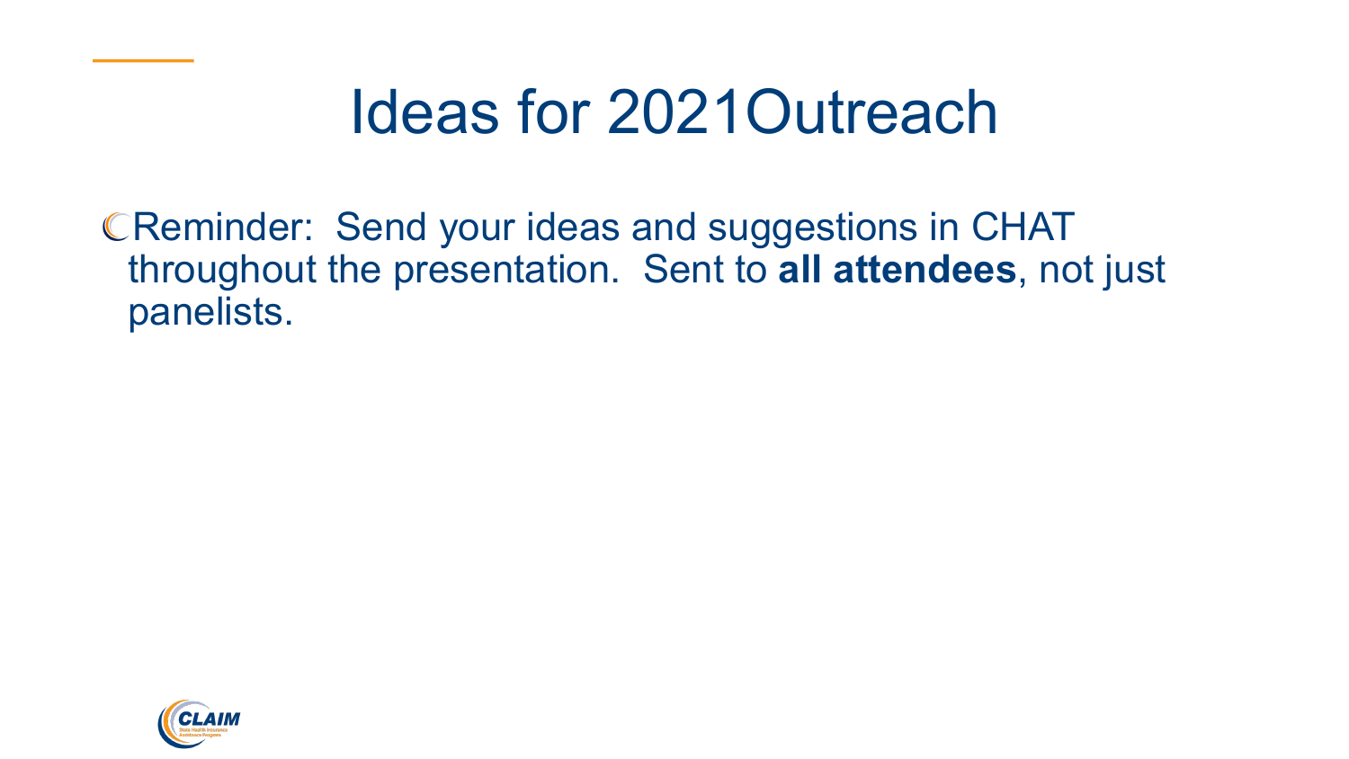# Ideas for 2021Outreach

- Reminder: Send your ideas and suggestions in CHAT throughout the presentation. Sent to **all attendees**, not just panelists.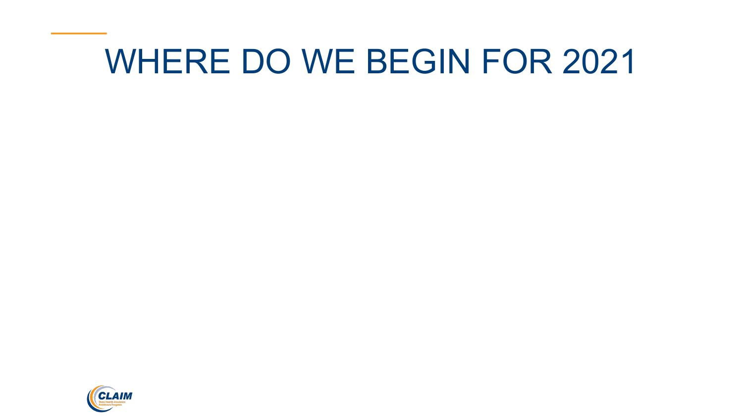# WHERE DO WE BEGIN FOR 2021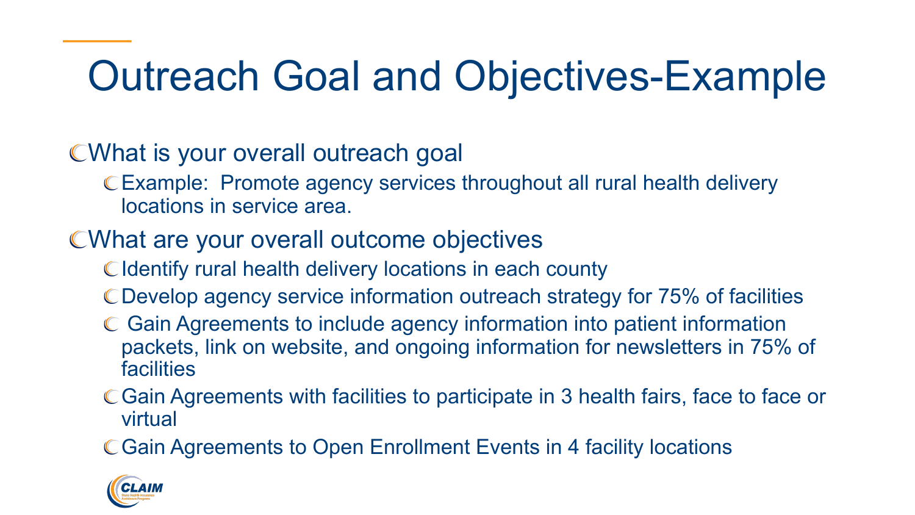# Outreach Goal and Objectives-Example

- What is your overall outreach goal
  - Example: Promote agency services throughout all rural health delivery locations in service area.
- What are your overall outcome objectives
  - Identify rural health delivery locations in each county
  - Develop agency service information outreach strategy for 75% of facilities
  - Gain Agreements to include agency information into patient information packets, link on website, and ongoing information for newsletters in 75% of facilities
  - Gain Agreements with facilities to participate in 3 health fairs, face to face or virtual
  - Gain Agreements to Open Enrollment Events in 4 facility locations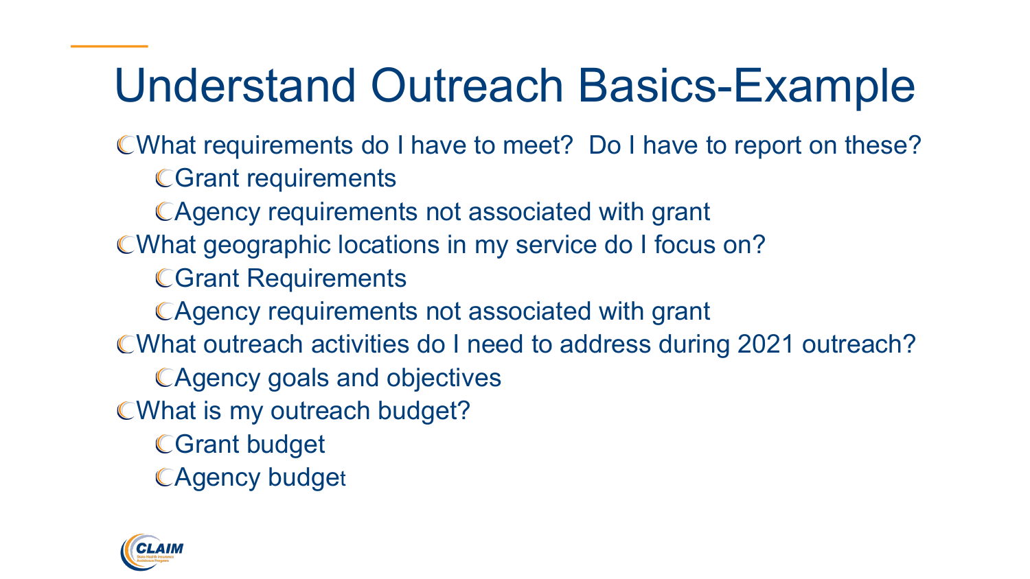# Understand Outreach Basics-Example

- What requirements do I have to meet? Do I have to report on these?
  - Grant requirements
  - Agency requirements not associated with grant
- What geographic locations in my service do I focus on?
  - Grant Requirements
  - Agency requirements not associated with grant
- What outreach activities do I need to address during 2021 outreach?
  - Agency goals and objectives
- What is my outreach budget?
  - Grant budget
  - Agency budget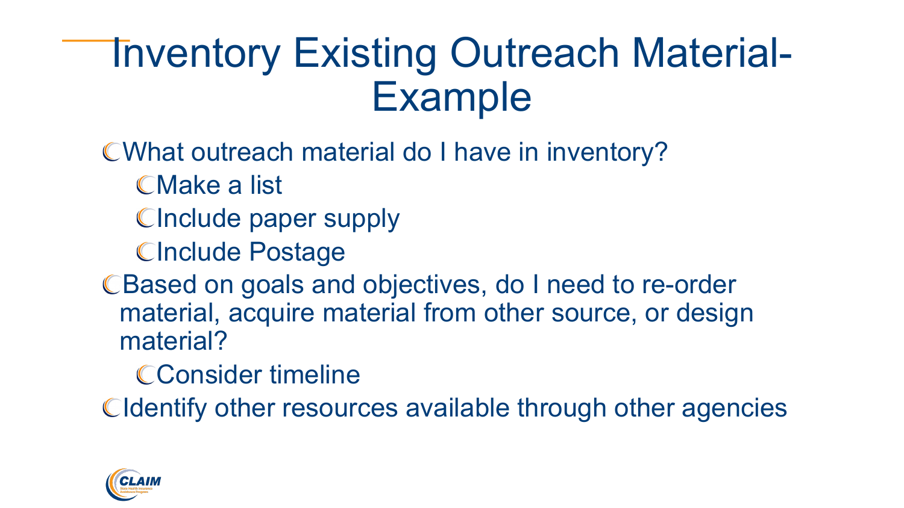# Inventory Existing Outreach Material- Example

- What outreach material do I have in inventory?
  - Make a list
  - Include paper supply
  - Include Postage
- Based on goals and objectives, do I need to re-order material, acquire material from other source, or design material?
  - Consider timeline
- Identify other resources available through other agencies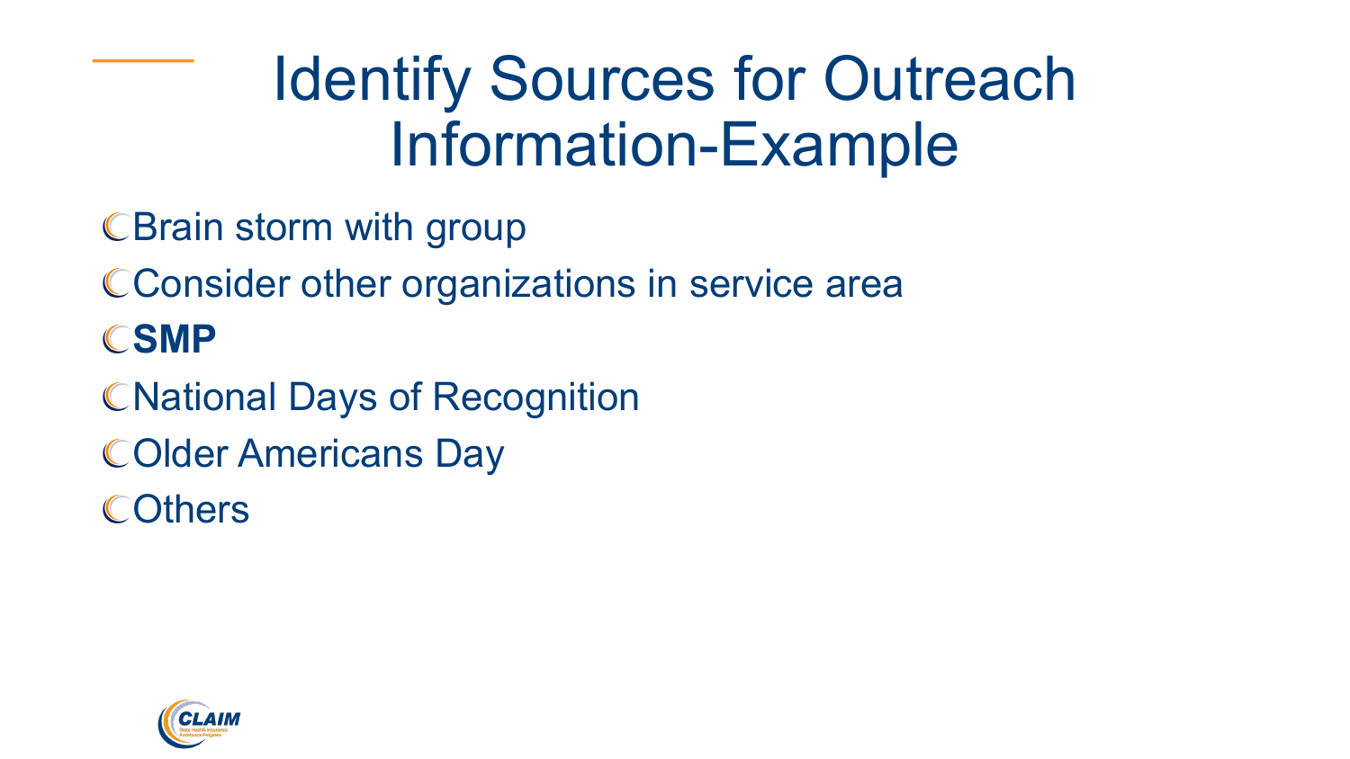# Identify Sources for Outreach Information-Example

- Brain storm with group
- Consider other organizations in service area
- **SMP**
- National Days of Recognition
- Older Americans Day
- Others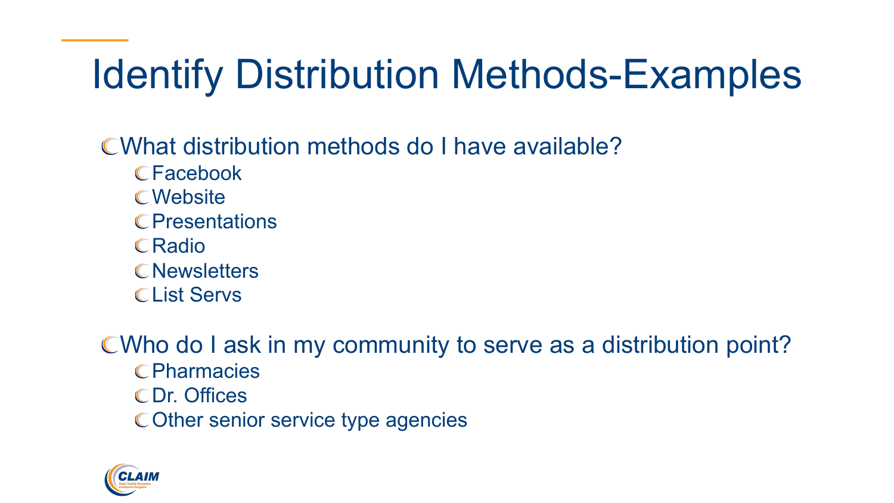# Identify Distribution Methods-Examples

- What distribution methods do I have available?
  - Facebook
  - Website
  - Presentations
  - Radio
  - Newsletters
  - List Servs
- Who do I ask in my community to serve as a distribution point?
  - Pharmacies
  - Dr. Offices
  - Other senior service type agencies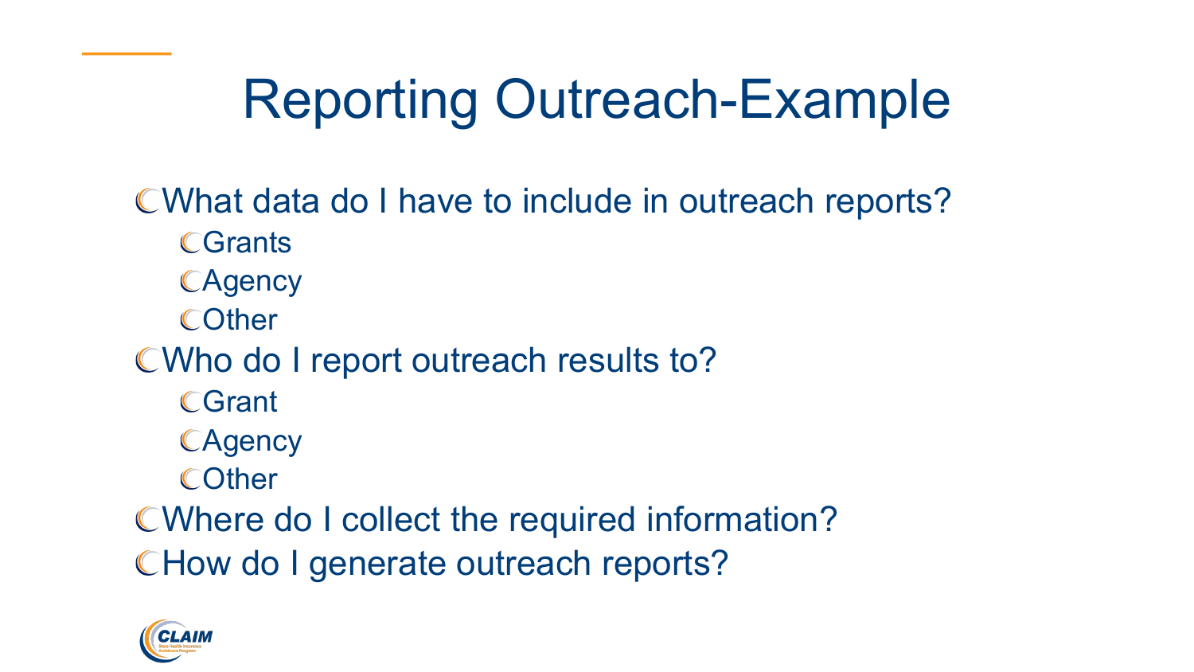# Reporting Outreach-Example

- What data do I have to include in outreach reports?
  - Grants
  - Agency
  - Other
- Who do I report outreach results to?
  - Grant
  - Agency
  - Other
- Where do I collect the required information?
- How do I generate outreach reports?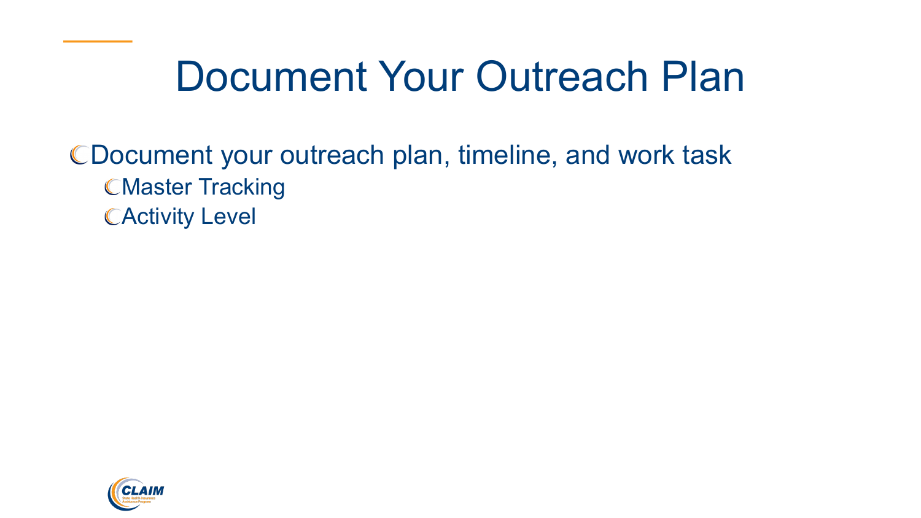# Document Your Outreach Plan

- Document your outreach plan, timeline, and work task
  - Master Tracking
  - Activity Level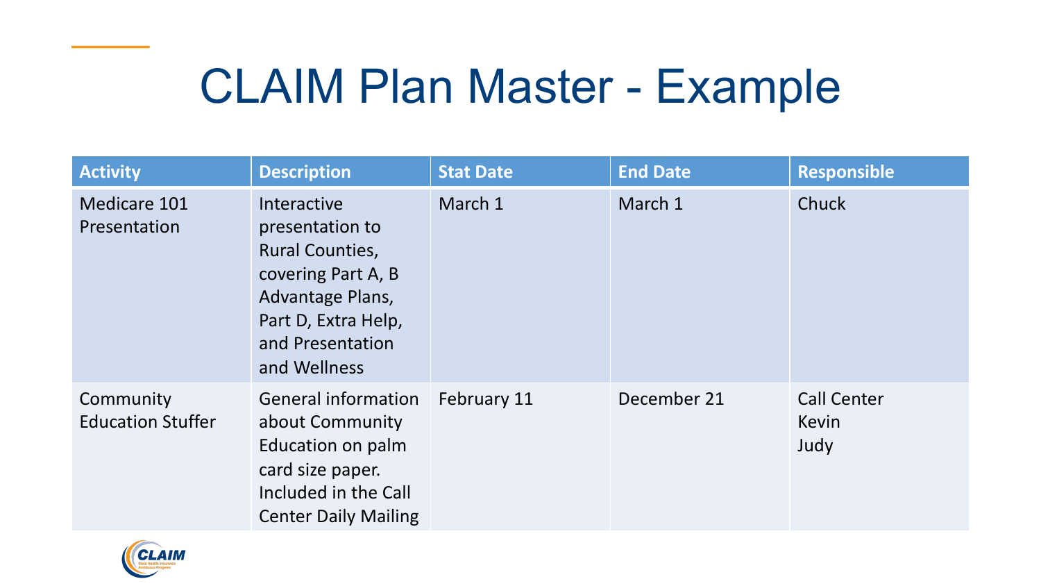# CLAIM Plan Master - Example

| Activity | Description | Stat Date | End Date | Responsible |
| --- | --- | --- | --- | --- |
| Medicare 101 Presentation | Interactive presentation to Rural Counties, covering Part A, B Advantage Plans, Part D, Extra Help, and Presentation and Wellness | March 1 | March 1 | Chuck |
| Community Education Stuffer | General information about Community Education on palm card size paper. Included in the Call Center Daily Mailing | February 11 | December 21 | Call Center<br>Kevin<br>Judy |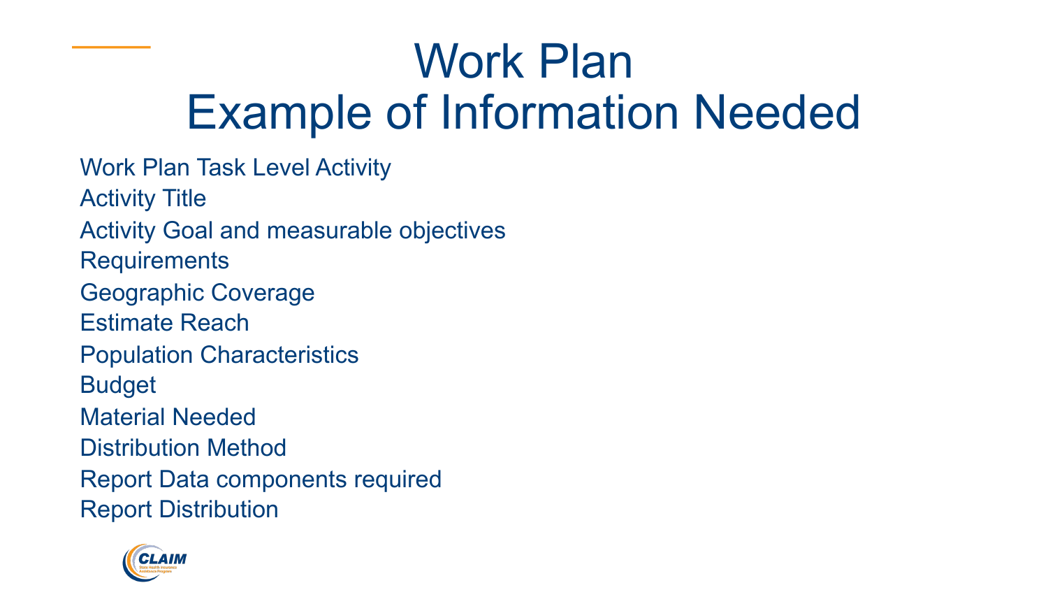# Work Plan
# Example of Information Needed

Work Plan Task Level Activity

Activity Title

Activity Goal and measurable objectives

Requirements

Geographic Coverage

Estimate Reach

Population Characteristics

Budget

Material Needed

Distribution Method

Report Data components required

Report Distribution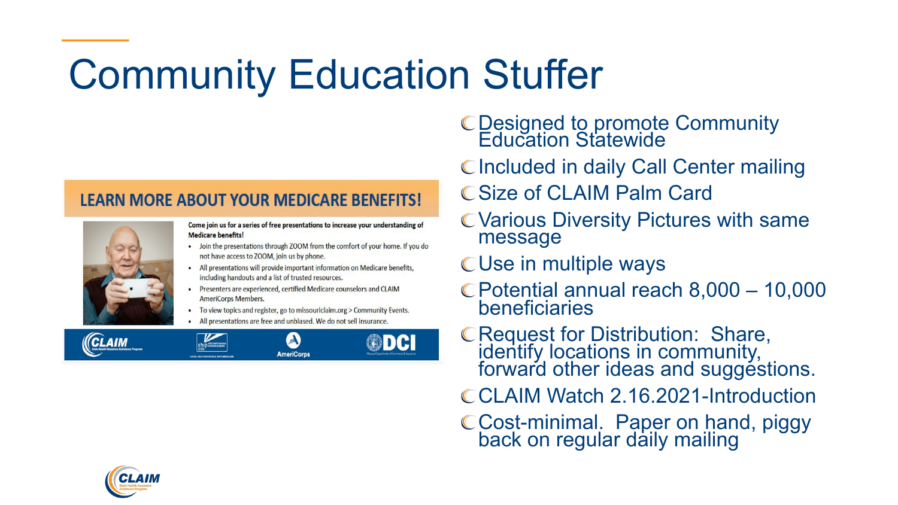# Community Education Stuffer

**LEARN MORE ABOUT YOUR MEDICARE BENEFITS!**

**Come join us for a series of free presentations to increase your understanding of Medicare benefits!**

- Join the presentations through ZOOM from the comfort of your home. If you do not have access to ZOOM, join us by phone.
- All presentations will provide important information on Medicare benefits, including handouts and a list of trusted resources.
- Presenters are experienced, certified Medicare counselors and CLAIM AmeriCorps Members.
- To view topics and register, go to missouriclaim.org > Community Events.
- All presentations are free and unbiased. We do not sell insurance.

CLAIM | ship | AmeriCorps | DCI

- Designed to promote Community Education Statewide
- Included in daily Call Center mailing
- Size of CLAIM Palm Card
- Various Diversity Pictures with same message
- Use in multiple ways
- Potential annual reach 8,000 – 10,000 beneficiaries
- Request for Distribution: Share, identify locations in community, forward other ideas and suggestions.
- CLAIM Watch 2.16.2021-Introduction
- Cost-minimal. Paper on hand, piggy back on regular daily mailing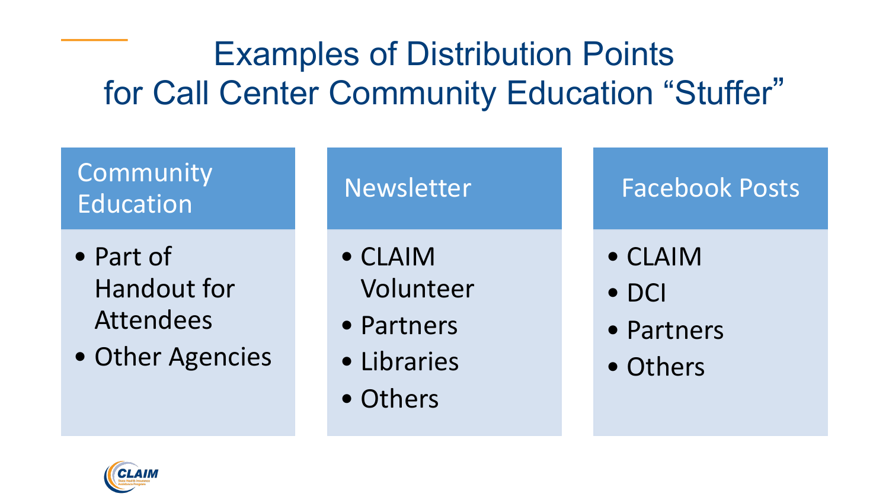# Examples of Distribution Points for Call Center Community Education "Stuffer"

### Community Education

- Part of Handout for Attendees
- Other Agencies

### Newsletter

- CLAIM Volunteer
- Partners
- Libraries
- Others

### Facebook Posts

- CLAIM
- DCI
- Partners
- Others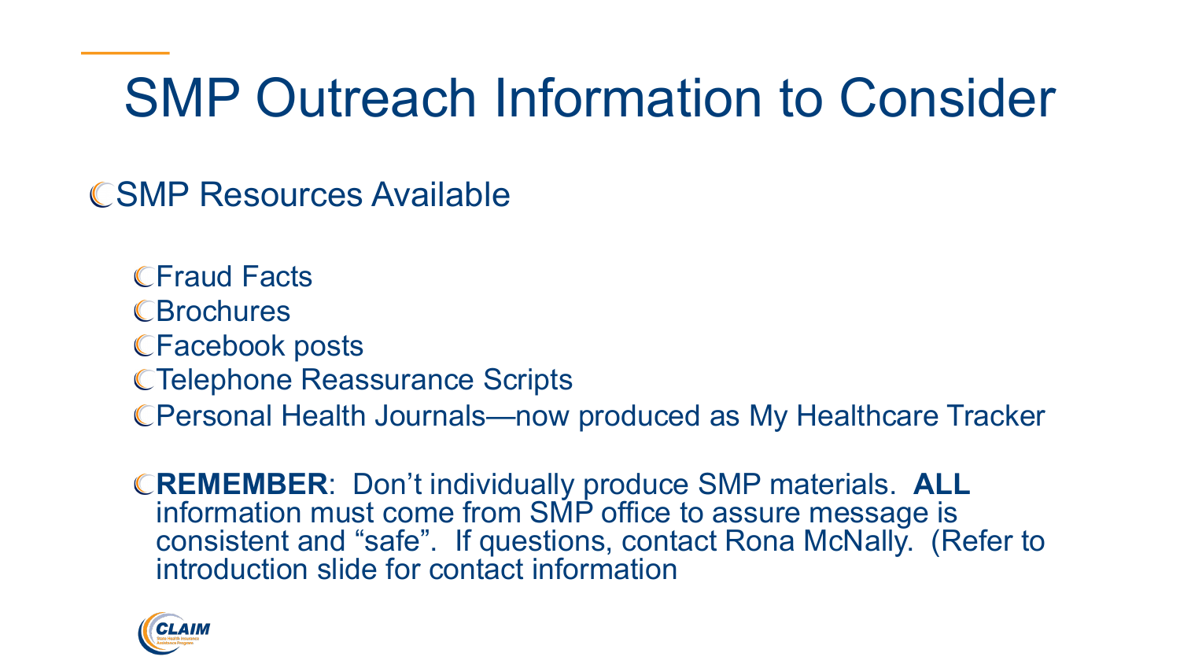# SMP Outreach Information to Consider

- SMP Resources Available
  - Fraud Facts
  - Brochures
  - Facebook posts
  - Telephone Reassurance Scripts
  - Personal Health Journals—now produced as My Healthcare Tracker
  - **REMEMBER**: Don't individually produce SMP materials. **ALL** information must come from SMP office to assure message is consistent and "safe". If questions, contact Rona McNally. (Refer to introduction slide for contact information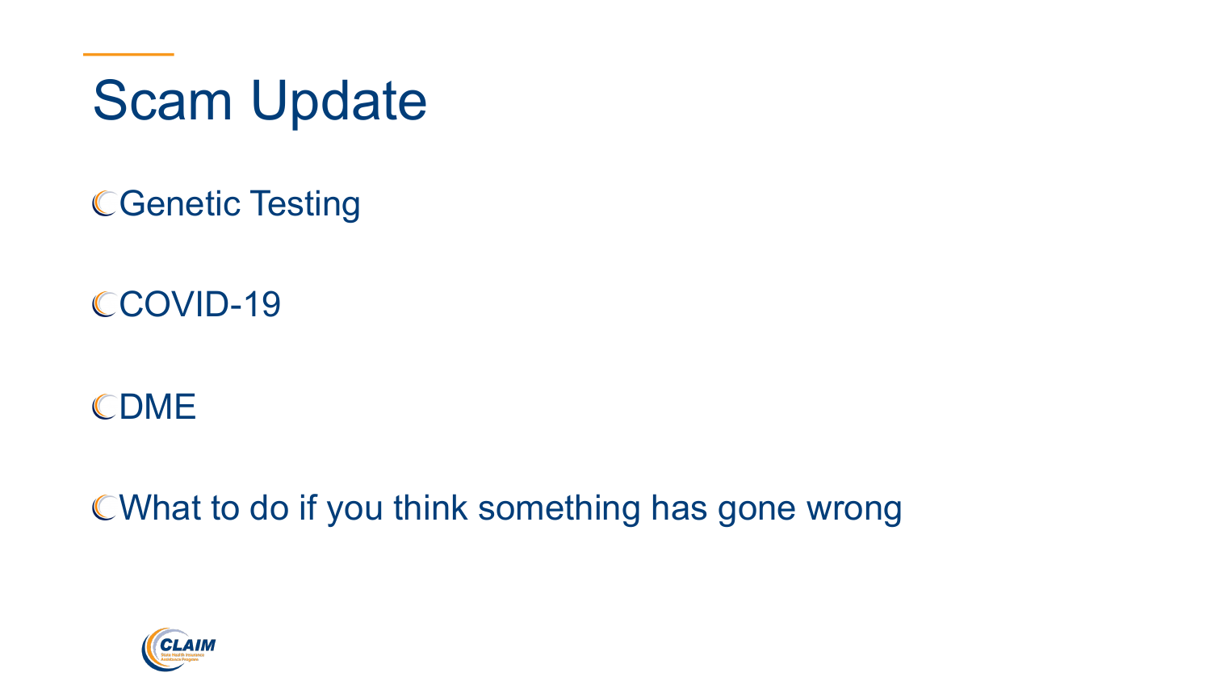# Scam Update

- Genetic Testing
- COVID-19
- DME
- What to do if you think something has gone wrong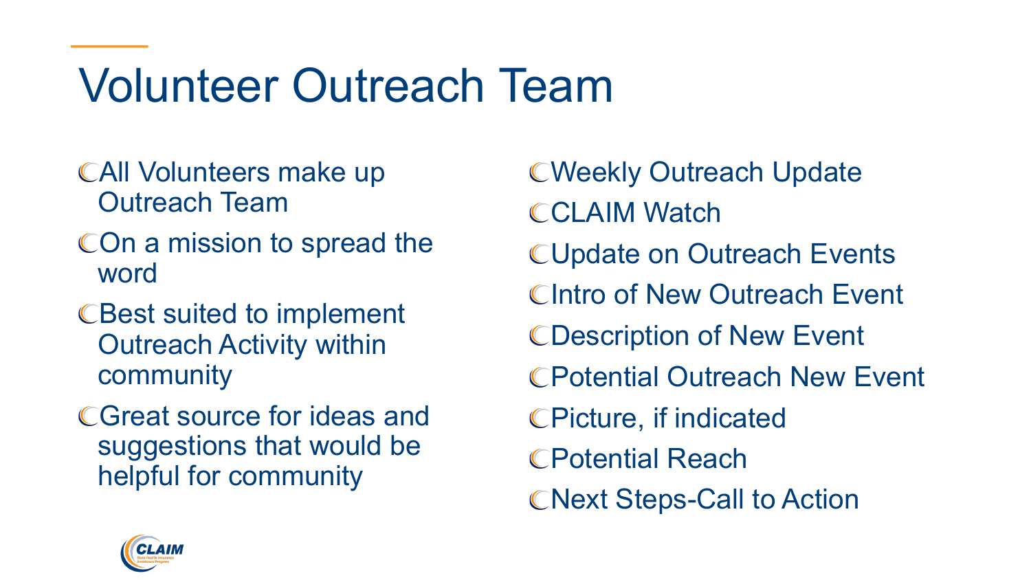# Volunteer Outreach Team

- All Volunteers make up Outreach Team
- On a mission to spread the word
- Best suited to implement Outreach Activity within community
- Great source for ideas and suggestions that would be helpful for community

- Weekly Outreach Update
- CLAIM Watch
- Update on Outreach Events
- Intro of New Outreach Event
- Description of New Event
- Potential Outreach New Event
- Picture, if indicated
- Potential Reach
- Next Steps-Call to Action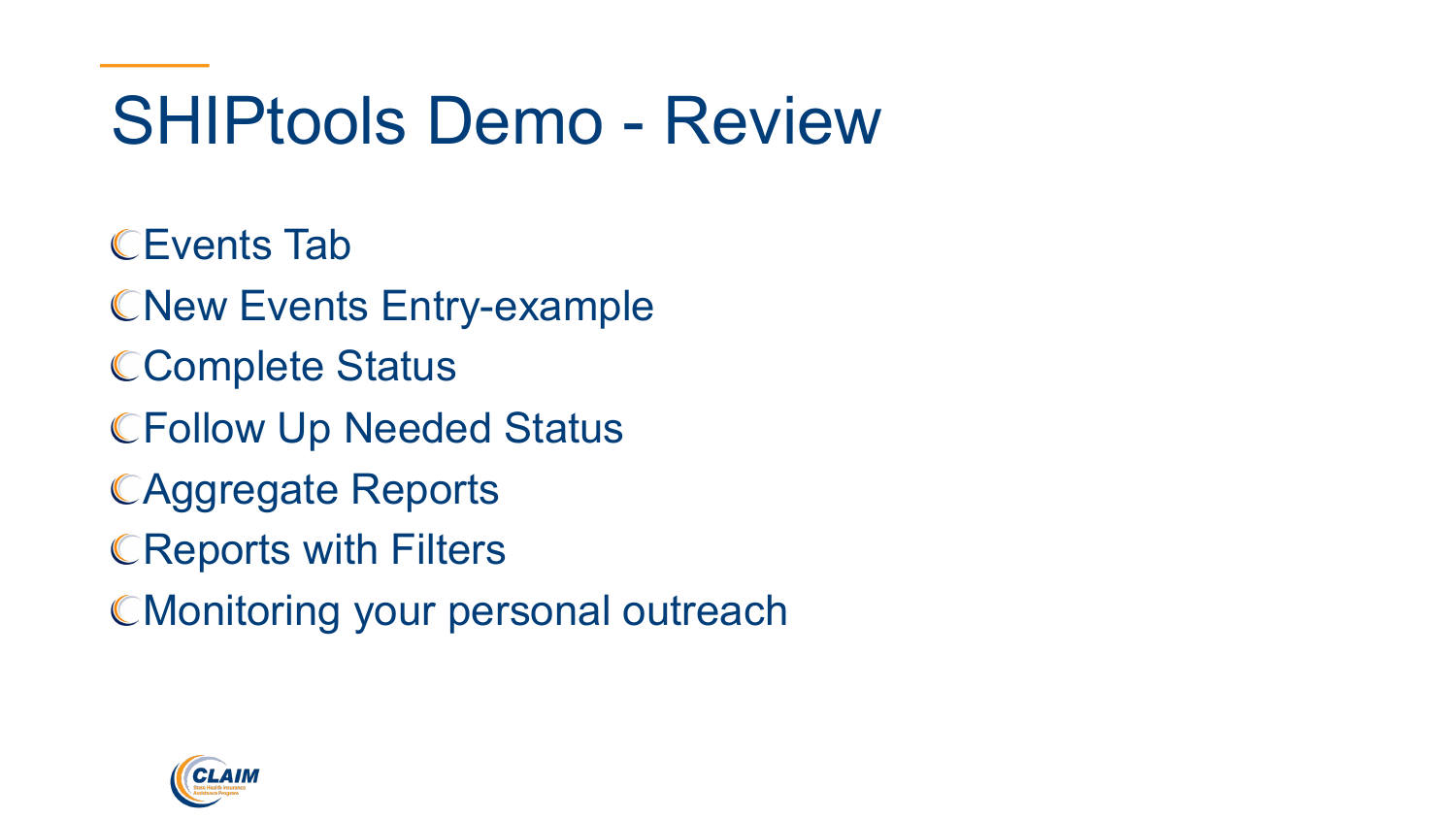# SHIPtools Demo - Review

- Events Tab
- New Events Entry-example
- Complete Status
- Follow Up Needed Status
- Aggregate Reports
- Reports with Filters
- Monitoring your personal outreach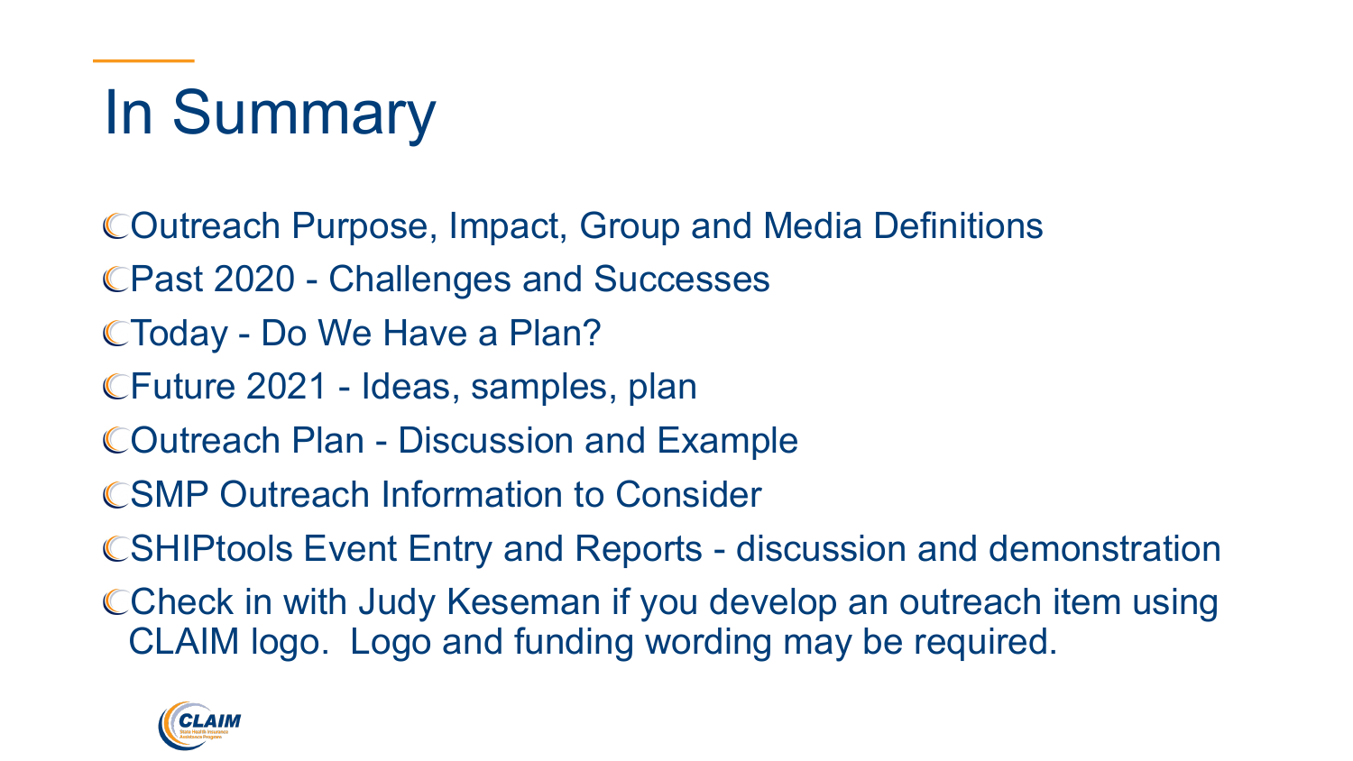# In Summary

- Outreach Purpose, Impact, Group and Media Definitions
- Past 2020 - Challenges and Successes
- Today - Do We Have a Plan?
- Future 2021 - Ideas, samples, plan
- Outreach Plan - Discussion and Example
- SMP Outreach Information to Consider
- SHIPtools Event Entry and Reports - discussion and demonstration
- Check in with Judy Keseman if you develop an outreach item using CLAIM logo. Logo and funding wording may be required.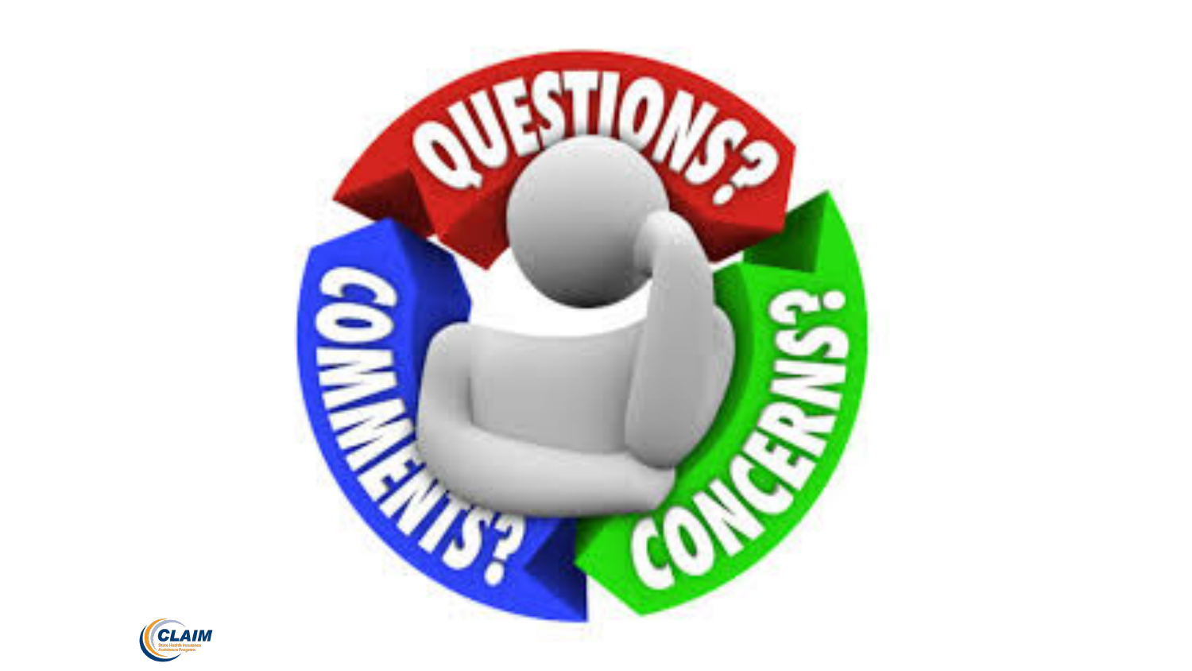QUESTIONS?

COMMENTS?

CONCERNS?